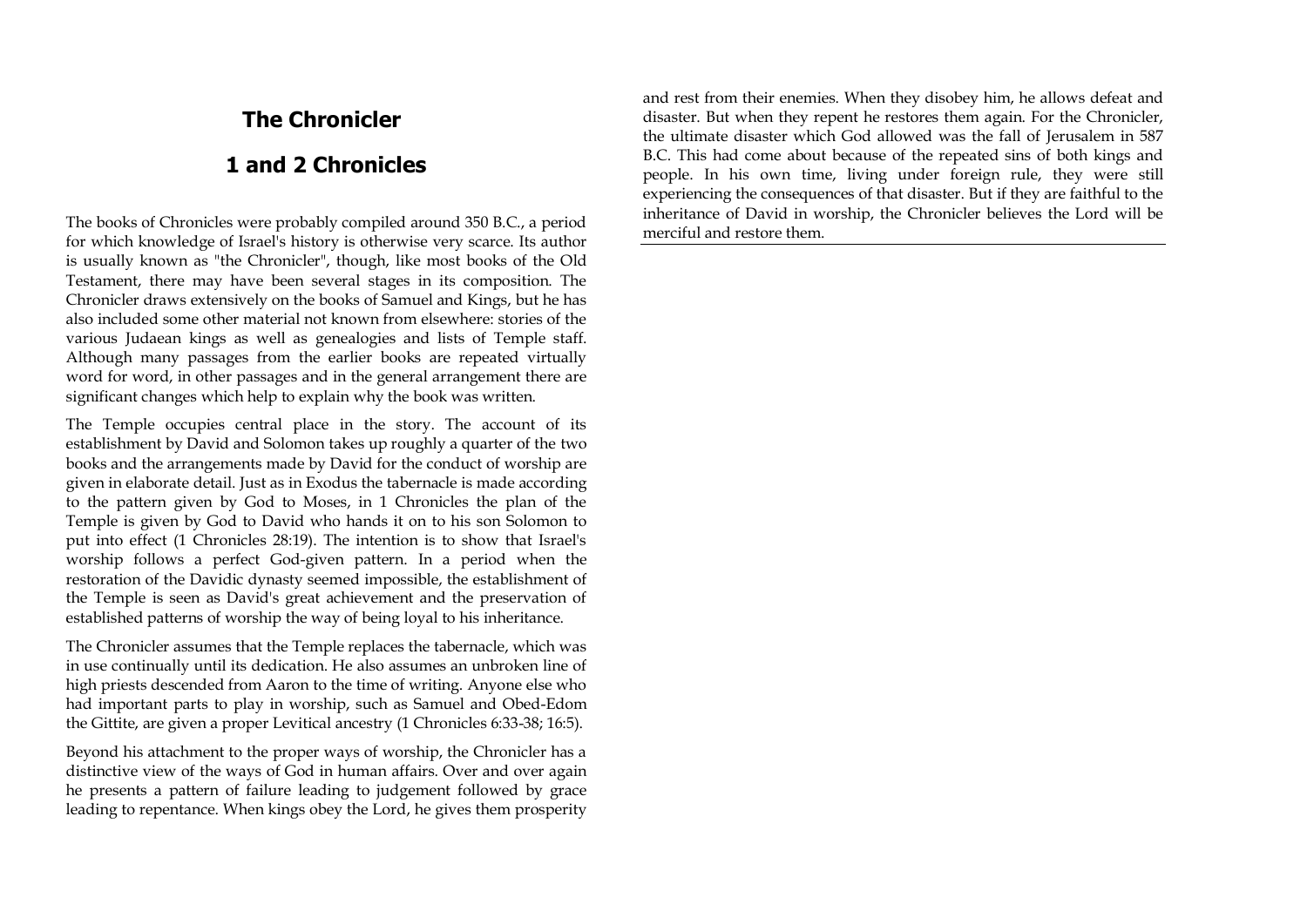# The Chronicler

## 1 and 2 Chronicles

The books of Chronicles were probably compiled around 350 B.C., a period for which knowledge of Israel's history is otherwise very scarce. Its author is usually known as "the Chronicler", though, like most books of the Old Testament, there may have been several stages in its composition. The Chronicler draws extensively on the books of Samuel and Kings, but he has also included some other material not known from elsewhere: stories of the various Judaean kings as well as genealogies and lists of Temple staff. Although many passages from the earlier books are repeated virtually word for word, in other passages and in the general arrangement there are significant changes which help to explain why the book was written.

The Temple occupies central place in the story. The account of its establishment by David and Solomon takes up roughly a quarter of the two books and the arrangements made by David for the conduct of worship are given in elaborate detail. Just as in Exodus the tabernacle is made according to the pattern given by God to Moses, in 1 Chronicles the plan of the Temple is given by God to David who hands it on to his son Solomon to put into effect (1 Chronicles 28:19). The intention is to show that Israel's worship follows a perfect God-given pattern. In a period when the restoration of the Davidic dynasty seemed impossible, the establishment of the Temple is seen as David's great achievement and the preservation of established patterns of worship the way of being loyal to his inheritance.

The Chronicler assumes that the Temple replaces the tabernacle, which was in use continually until its dedication. He also assumes an unbroken line of high priests descended from Aaron to the time of writing. Anyone else who had important parts to play in worship, such as Samuel and Obed-Edom the Gittite, are given a proper Levitical ancestry (1 Chronicles 6:33-38; 16:5).

Beyond his attachment to the proper ways of worship, the Chronicler has a distinctive view of the ways of God in human affairs. Over and over again he presents a pattern of failure leading to judgement followed by grace leading to repentance. When kings obey the Lord, he gives them prosperity and rest from their enemies. When they disobey him, he allows defeat and disaster. But when they repent he restores them again. For the Chronicler, the ultimate disaster which God allowed was the fall of Jerusalem in 587 B.C. This had come about because of the repeated sins of both kings and people. In his own time, living under foreign rule, they were still experiencing the consequences of that disaster. But if they are faithful to the inheritance of David in worship, the Chronicler believes the Lord will be merciful and restore them.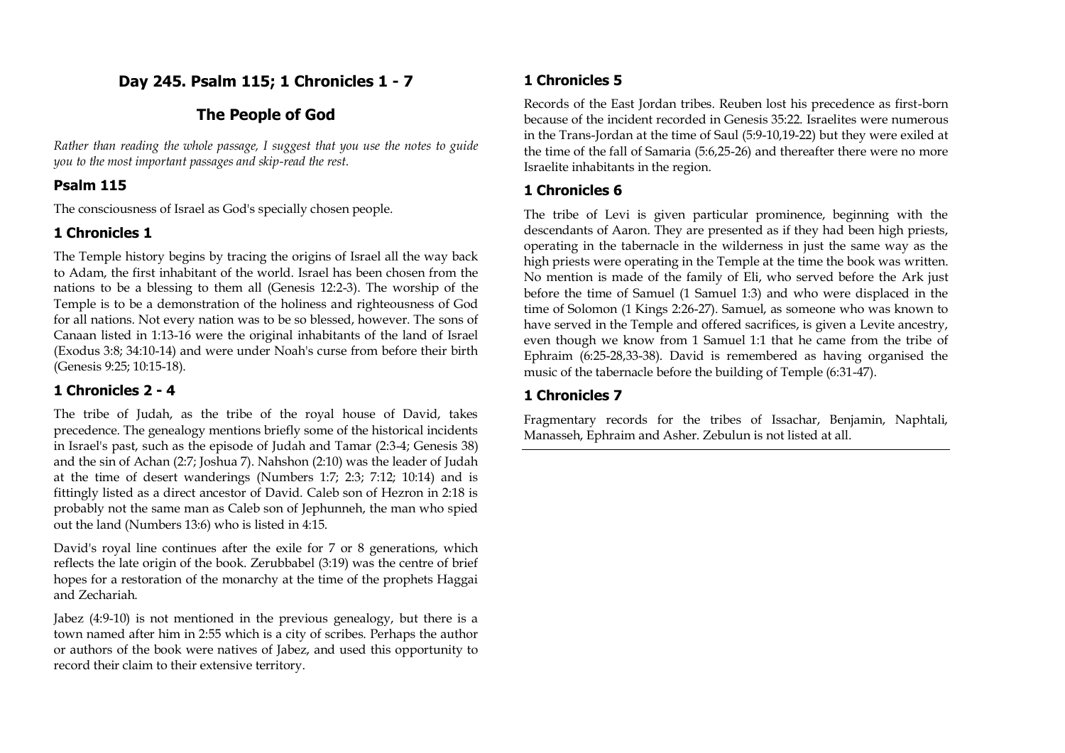## Day 245. Psalm 115; 1 Chronicles 1 - 7

## The People of God

*Rather than reading the whole passage, I suggest that you use the notes to guide you to the most important passages and skip-read the rest.*

### Psalm 115

The consciousness of Israel as God's specially chosen people.

### 1 Chronicles 1

The Temple history begins by tracing the origins of Israel all the way back to Adam, the first inhabitant of the world. Israel has been chosen from the nations to be a blessing to them all (Genesis 12:2-3). The worship of the Temple is to be a demonstration of the holiness and righteousness of God for all nations. Not every nation was to be so blessed, however. The sons of Canaan listed in 1:13-16 were the original inhabitants of the land of Israel (Exodus 3:8; 34:10-14) and were under Noah's curse from before their birth (Genesis 9:25; 10:15-18).

### 1 Chronicles 2 - 4

The tribe of Judah, as the tribe of the royal house of David, takes precedence. The genealogy mentions briefly some of the historical incidents in Israel's past, such as the episode of Judah and Tamar (2:3-4; Genesis 38) and the sin of Achan (2:7; Joshua 7). Nahshon (2:10) was the leader of Judah at the time of desert wanderings (Numbers 1:7; 2:3; 7:12; 10:14) and is fittingly listed as a direct ancestor of David. Caleb son of Hezron in 2:18 is probably not the same man as Caleb son of Jephunneh, the man who spied out the land (Numbers 13:6) who is listed in 4:15.

David's royal line continues after the exile for 7 or 8 generations, which reflects the late origin of the book. Zerubbabel (3:19) was the centre of brief hopes for a restoration of the monarchy at the time of the prophets Haggai and Zechariah.

Jabez (4:9-10) is not mentioned in the previous genealogy, but there is a town named after him in 2:55 which is a city of scribes. Perhaps the author or authors of the book were natives of Jabez, and used this opportunity to record their claim to their extensive territory.

### 1 Chronicles 5

Records of the East Jordan tribes. Reuben lost his precedence as first-born because of the incident recorded in Genesis 35:22. Israelites were numerous in the Trans-Jordan at the time of Saul (5:9-10,19-22) but they were exiled at the time of the fall of Samaria (5:6,25-26) and thereafter there were no more Israelite inhabitants in the region.

### 1 Chronicles 6

The tribe of Levi is given particular prominence, beginning with the descendants of Aaron. They are presented as if they had been high priests, operating in the tabernacle in the wilderness in just the same way as the high priests were operating in the Temple at the time the book was written. No mention is made of the family of Eli, who served before the Ark just before the time of Samuel (1 Samuel 1:3) and who were displaced in the time of Solomon (1 Kings 2:26-27). Samuel, as someone who was known to have served in the Temple and offered sacrifices, is given a Levite ancestry, even though we know from 1 Samuel 1:1 that he came from the tribe of Ephraim (6:25-28,33-38). David is remembered as having organised the music of the tabernacle before the building of Temple (6:31-47).

### 1 Chronicles 7

Fragmentary records for the tribes of Issachar, Benjamin, Naphtali, Manasseh, Ephraim and Asher. Zebulun is not listed at all.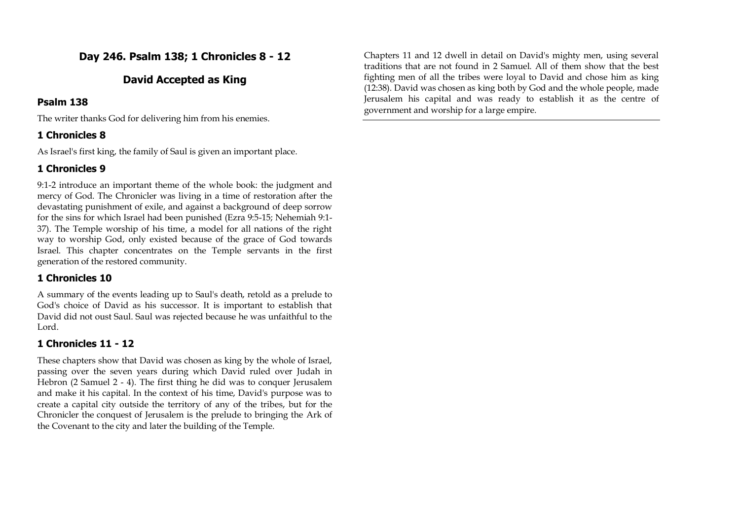## Day 246. Psalm 138; 1 Chronicles 8 - 12

## David Accepted as King

### Psalm 138

The writer thanks God for delivering him from his enemies.

### 1 Chronicles 8

As Israel's first king, the family of Saul is given an important place.

### 1 Chronicles 9

9:1-2 introduce an important theme of the whole book: the judgment and mercy of God. The Chronicler was living in a time of restoration after the devastating punishment of exile, and against a background of deep sorrow for the sins for which Israel had been punished (Ezra 9:5-15; Nehemiah 9:1-37). The Temple worship of his time, a model for all nations of the right way to worship God, only existed because of the grace of God towards Israel. This chapter concentrates on the Temple servants in the first generation of the restored community.

### 1 Chronicles 10

A summary of the events leading up to Saul's death, retold as a prelude to God's choice of David as his successor. It is important to establish that David did not oust Saul. Saul was rejected because he was unfaithful to the Lord.

### 1 Chronicles 11 - 12

These chapters show that David was chosen as king by the whole of Israel, passing over the seven years during which David ruled over Judah in Hebron (2 Samuel 2 - 4). The first thing he did was to conquer Jerusalem and make it his capital. In the context of his time, David's purpose was to create a capital city outside the territory of any of the tribes, but for the Chronicler the conquest of Jerusalem is the prelude to bringing the Ark of the Covenant to the city and later the building of the Temple.

Chapters 11 and 12 dwell in detail on David's mighty men, using several traditions that are not found in 2 Samuel. All of them show that the best fighting men of all the tribes were loyal to David and chose him as king (12:38). David was chosen as king both by God and the whole people, made Jerusalem his capital and was ready to establish it as the centre of government and worship for a large empire.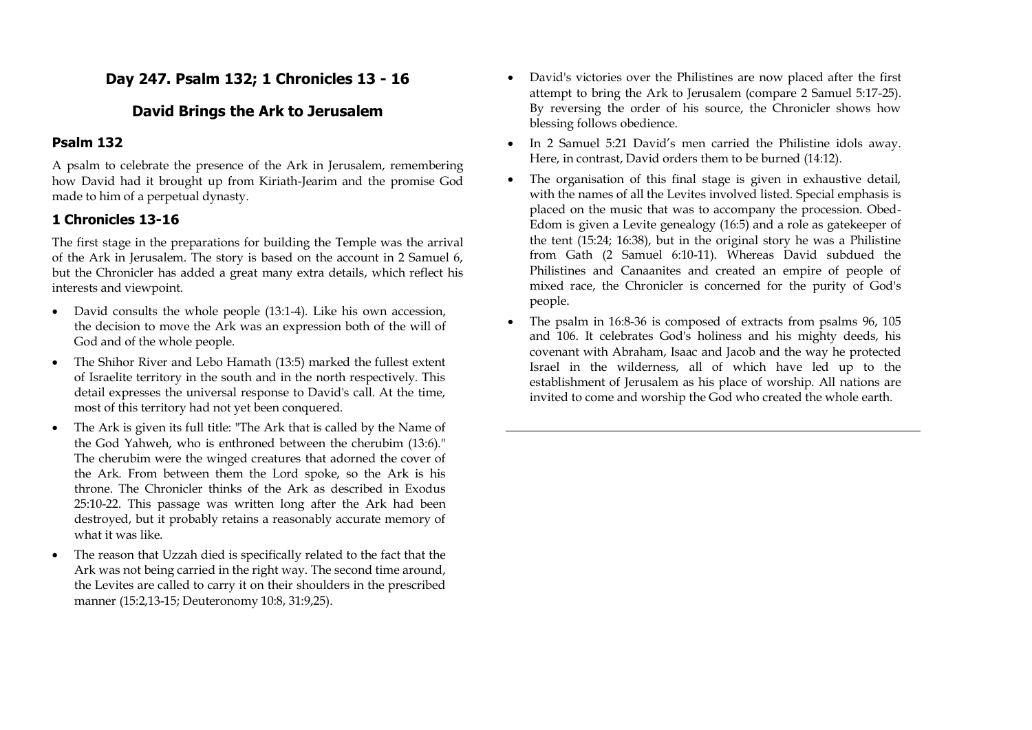## Day 247. Psalm 132; 1 Chronicles 13 - 16

## David Brings the Ark to Jerusalem

### Psalm 132

A psalm to celebrate the presence of the Ark in Jerusalem, remembering how David had it brought up from Kiriath-Jearim and the promise God made to him of a perpetual dynasty.

### 1 Chronicles 13-16

The first stage in the preparations for building the Temple was the arrival of the Ark in Jerusalem. The story is based on the account in 2 Samuel 6, but the Chronicler has added a great many extra details, which reflect his interests and viewpoint.

- David consults the whole people (13:1-4). Like his own accession, the decision to move the Ark was an expression both of the will of God and of the whole people.
- The Shihor River and Lebo Hamath (13:5) marked the fullest extent of Israelite territory in the south and in the north respectively. This detail expresses the universal response to David's call. At the time, most of this territory had not yet been conquered.
- The Ark is given its full title: "The Ark that is called by the Name of the God Yahweh, who is enthroned between the cherubim (13:6)." The cherubim were the winged creatures that adorned the cover of the Ark. From between them the Lord spoke, so the Ark is his throne. The Chronicler thinks of the Ark as described in Exodus 25:10-22. This passage was written long after the Ark had been destroyed, but it probably retains a reasonably accurate memory of what it was like.
- The reason that Uzzah died is specifically related to the fact that the Ark was not being carried in the right way. The second time around, the Levites are called to carry it on their shoulders in the prescribed manner (15:2,13-15; Deuteronomy 10:8, 31:9,25).
- David's victories over the Philistines are now placed after the first attempt to bring the Ark to Jerusalem (compare 2 Samuel 5:17-25). By reversing the order of his source, the Chronicler shows how blessing follows obedience.
- In 2 Samuel 5:21 David's men carried the Philistine idols away. Here, in contrast, David orders them to be burned (14:12).
- The organisation of this final stage is given in exhaustive detail, with the names of all the Levites involved listed. Special emphasis is placed on the music that was to accompany the procession. Obed-Edom is given a Levite genealogy (16:5) and a role as gatekeeper of the tent (15:24; 16:38), but in the original story he was a Philistine from Gath (2 Samuel 6:10-11). Whereas David subdued the Philistines and Canaanites and created an empire of people of mixed race, the Chronicler is concerned for the purity of God's people.
- The psalm in 16:8-36 is composed of extracts from psalms 96, 105 and 106. It celebrates God's holiness and his mighty deeds, his covenant with Abraham, Isaac and Jacob and the way he protected Israel in the wilderness, all of which have led up to the establishment of Jerusalem as his place of worship. All nations are invited to come and worship the God who created the whole earth.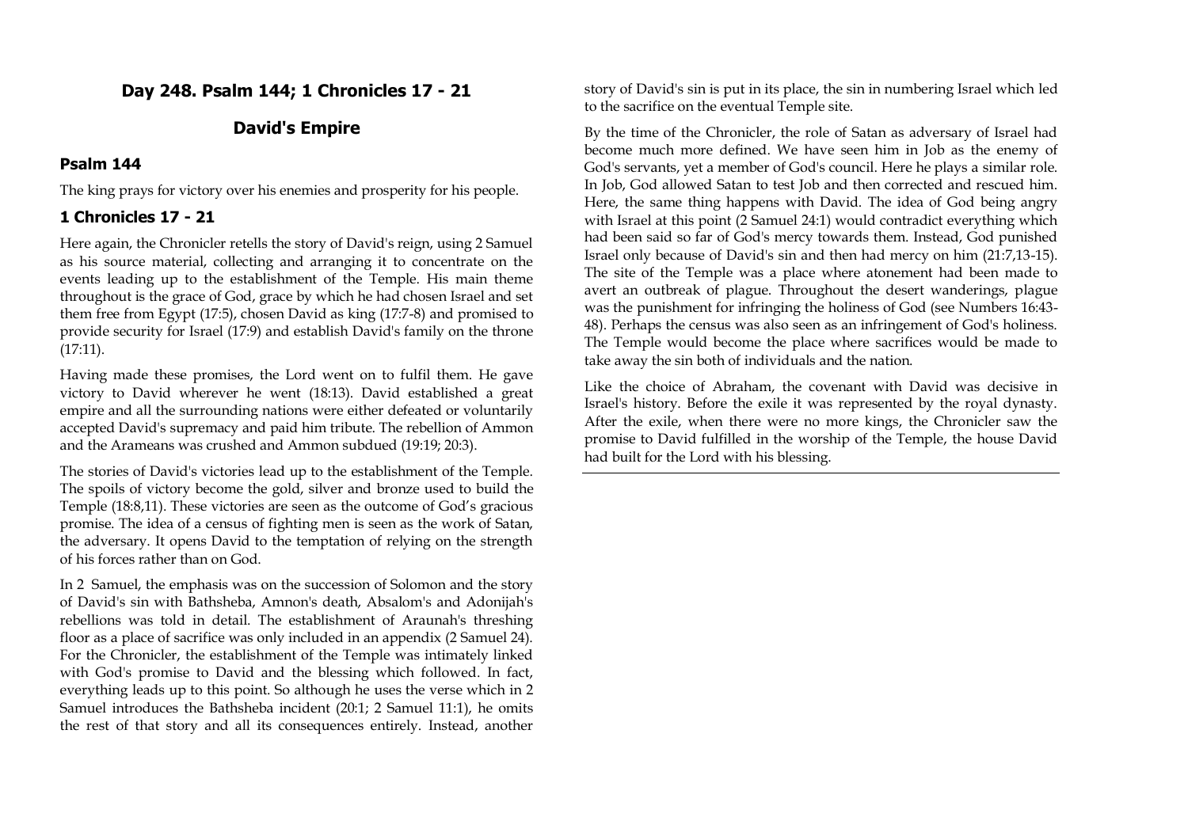## Day 248. Psalm 144; 1 Chronicles 17 - 21

## David's Empire

### Psalm 144

The king prays for victory over his enemies and prosperity for his people.

### 1 Chronicles 17 - 21

Here again, the Chronicler retells the story of David's reign, using 2 Samuel as his source material, collecting and arranging it to concentrate on the events leading up to the establishment of the Temple. His main theme throughout is the grace of God, grace by which he had chosen Israel and set them free from Egypt (17:5), chosen David as king (17:7-8) and promised to provide security for Israel (17:9) and establish David's family on the throne (17:11).

Having made these promises, the Lord went on to fulfil them. He gave victory to David wherever he went (18:13). David established a great empire and all the surrounding nations were either defeated or voluntarily accepted David's supremacy and paid him tribute. The rebellion of Ammon and the Arameans was crushed and Ammon subdued (19:19; 20:3).

The stories of David's victories lead up to the establishment of the Temple. The spoils of victory become the gold, silver and bronze used to build the Temple (18:8,11). These victories are seen as the outcome of God's gracious promise. The idea of a census of fighting men is seen as the work of Satan, the adversary. It opens David to the temptation of relying on the strength of his forces rather than on God.

In 2 Samuel, the emphasis was on the succession of Solomon and the story of David's sin with Bathsheba, Amnon's death, Absalom's and Adonijah's rebellions was told in detail. The establishment of Araunah's threshing floor as a place of sacrifice was only included in an appendix (2 Samuel 24). For the Chronicler, the establishment of the Temple was intimately linked with God's promise to David and the blessing which followed. In fact, everything leads up to this point. So although he uses the verse which in 2 Samuel introduces the Bathsheba incident (20:1; 2 Samuel 11:1), he omits the rest of that story and all its consequences entirely. Instead, another story of David's sin is put in its place, the sin in numbering Israel which led to the sacrifice on the eventual Temple site.

By the time of the Chronicler, the role of Satan as adversary of Israel had become much more defined. We have seen him in Job as the enemy of God's servants, yet a member of God's council. Here he plays a similar role. In Job, God allowed Satan to test Job and then corrected and rescued him. Here, the same thing happens with David. The idea of God being angry with Israel at this point (2 Samuel 24:1) would contradict everything which had been said so far of God's mercy towards them. Instead, God punished Israel only because of David's sin and then had mercy on him (21:7,13-15). The site of the Temple was a place where atonement had been made to avert an outbreak of plague. Throughout the desert wanderings, plague was the punishment for infringing the holiness of God (see Numbers 16:43-48). Perhaps the census was also seen as an infringement of God's holiness. The Temple would become the place where sacrifices would be made to take away the sin both of individuals and the nation.

Like the choice of Abraham, the covenant with David was decisive in Israel's history. Before the exile it was represented by the royal dynasty. After the exile, when there were no more kings, the Chronicler saw the promise to David fulfilled in the worship of the Temple, the house David had built for the Lord with his blessing.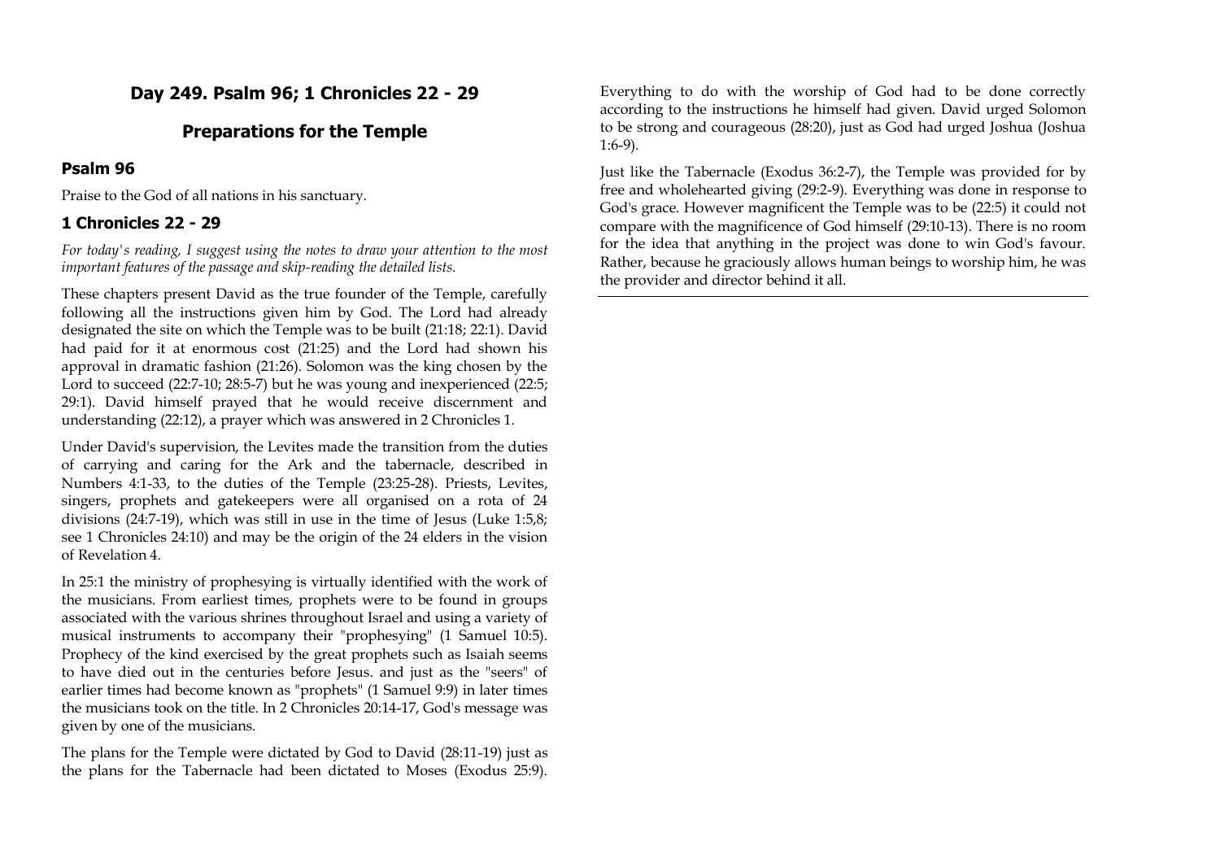## Day 249. Psalm 96; 1 Chronicles 22 - 29

## Preparations for the Temple

### Psalm 96

Praise to the God of all nations in his sanctuary.

### 1 Chronicles 22 - 29

*For today's reading, I suggest using the notes to draw your attention to the most important features of the passage and skip-reading the detailed lists.*

These chapters present David as the true founder of the Temple, carefully following all the instructions given him by God. The Lord had already designated the site on which the Temple was to be built (21:18; 22:1). David had paid for it at enormous cost (21:25) and the Lord had shown his approval in dramatic fashion (21:26). Solomon was the king chosen by the Lord to succeed (22:7-10; 28:5-7) but he was young and inexperienced (22:5; 29:1). David himself prayed that he would receive discernment and understanding (22:12), a prayer which was answered in 2 Chronicles 1.

Under David's supervision, the Levites made the transition from the duties of carrying and caring for the Ark and the tabernacle, described in Numbers 4:1-33, to the duties of the Temple (23:25-28). Priests, Levites, singers, prophets and gatekeepers were all organised on a rota of 24 divisions (24:7-19), which was still in use in the time of Jesus (Luke 1:5,8; see 1 Chronicles 24:10) and may be the origin of the 24 elders in the vision of Revelation 4.

In 25:1 the ministry of prophesying is virtually identified with the work of the musicians. From earliest times, prophets were to be found in groups associated with the various shrines throughout Israel and using a variety of musical instruments to accompany their "prophesying" (1 Samuel 10:5). Prophecy of the kind exercised by the great prophets such as Isaiah seems to have died out in the centuries before Jesus. and just as the "seers" of earlier times had become known as "prophets" (1 Samuel 9:9) in later times the musicians took on the title. In 2 Chronicles 20:14-17, God's message was given by one of the musicians.

The plans for the Temple were dictated by God to David (28:11-19) just as the plans for the Tabernacle had been dictated to Moses (Exodus 25:9). Everything to do with the worship of God had to be done correctly according to the instructions he himself had given. David urged Solomon to be strong and courageous (28:20), just as God had urged Joshua (Joshua 1:6-9).

Just like the Tabernacle (Exodus 36:2-7), the Temple was provided for by free and wholehearted giving (29:2-9). Everything was done in response to God's grace. However magnificent the Temple was to be (22:5) it could not compare with the magnificence of God himself (29:10-13). There is no room for the idea that anything in the project was done to win God's favour. Rather, because he graciously allows human beings to worship him, he was the provider and director behind it all.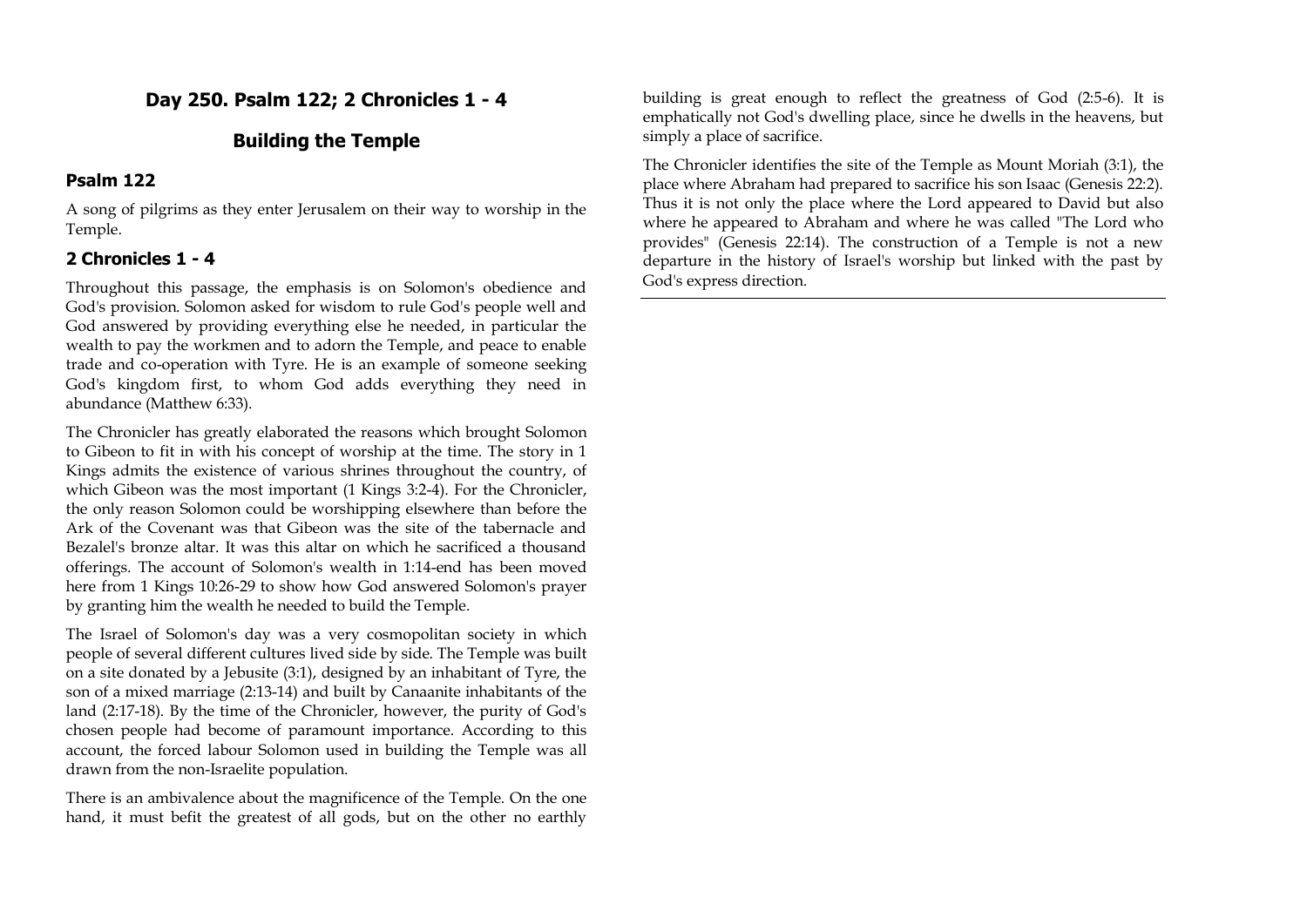## Day 250. Psalm 122; 2 Chronicles 1 - 4

## Building the Temple

### Psalm 122

A song of pilgrims as they enter Jerusalem on their way to worship in the Temple.

### 2 Chronicles 1 - 4

Throughout this passage, the emphasis is on Solomon's obedience and God's provision. Solomon asked for wisdom to rule God's people well and God answered by providing everything else he needed, in particular the wealth to pay the workmen and to adorn the Temple, and peace to enable trade and co-operation with Tyre. He is an example of someone seeking God's kingdom first, to whom God adds everything they need in abundance (Matthew 6:33).

The Chronicler has greatly elaborated the reasons which brought Solomon to Gibeon to fit in with his concept of worship at the time. The story in 1 Kings admits the existence of various shrines throughout the country, of which Gibeon was the most important (1 Kings 3:2-4). For the Chronicler, the only reason Solomon could be worshipping elsewhere than before the Ark of the Covenant was that Gibeon was the site of the tabernacle and Bezalel's bronze altar. It was this altar on which he sacrificed a thousand offerings. The account of Solomon's wealth in 1:14-end has been moved here from 1 Kings 10:26-29 to show how God answered Solomon's prayer by granting him the wealth he needed to build the Temple.

The Israel of Solomon's day was a very cosmopolitan society in which people of several different cultures lived side by side. The Temple was built on a site donated by a Jebusite (3:1), designed by an inhabitant of Tyre, the son of a mixed marriage (2:13-14) and built by Canaanite inhabitants of the land (2:17-18). By the time of the Chronicler, however, the purity of God's chosen people had become of paramount importance. According to this account, the forced labour Solomon used in building the Temple was all drawn from the non-Israelite population.

There is an ambivalence about the magnificence of the Temple. On the one hand, it must befit the greatest of all gods, but on the other no earthly building is great enough to reflect the greatness of God (2:5-6). It is emphatically not God's dwelling place, since he dwells in the heavens, but simply a place of sacrifice.

The Chronicler identifies the site of the Temple as Mount Moriah (3:1), the place where Abraham had prepared to sacrifice his son Isaac (Genesis 22:2). Thus it is not only the place where the Lord appeared to David but also where he appeared to Abraham and where he was called "The Lord who provides" (Genesis 22:14). The construction of a Temple is not a new departure in the history of Israel's worship but linked with the past by God's express direction.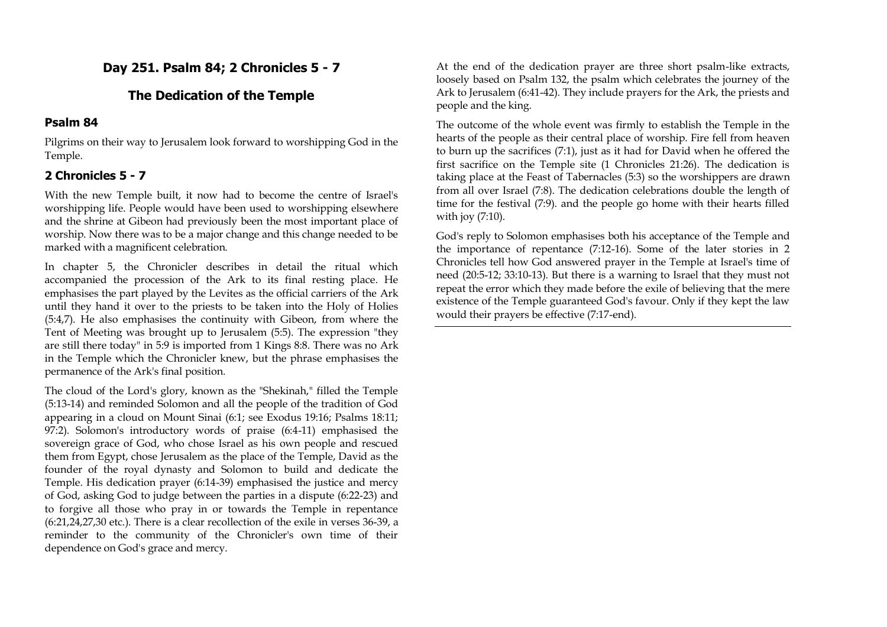## Day 251. Psalm 84; 2 Chronicles 5 - 7

## The Dedication of the Temple

### Psalm 84

Pilgrims on their way to Jerusalem look forward to worshipping God in the Temple.

### 2 Chronicles 5 - 7

With the new Temple built, it now had to become the centre of Israel's worshipping life. People would have been used to worshipping elsewhere and the shrine at Gibeon had previously been the most important place of worship. Now there was to be a major change and this change needed to be marked with a magnificent celebration.

In chapter 5, the Chronicler describes in detail the ritual which accompanied the procession of the Ark to its final resting place. He emphasises the part played by the Levites as the official carriers of the Ark until they hand it over to the priests to be taken into the Holy of Holies (5:4,7). He also emphasises the continuity with Gibeon, from where the Tent of Meeting was brought up to Jerusalem (5:5). The expression "they are still there today" in 5:9 is imported from 1 Kings 8:8. There was no Ark in the Temple which the Chronicler knew, but the phrase emphasises the permanence of the Ark's final position.

The cloud of the Lord's glory, known as the "Shekinah," filled the Temple (5:13-14) and reminded Solomon and all the people of the tradition of God appearing in a cloud on Mount Sinai (6:1; see Exodus 19:16; Psalms 18:11; 97:2). Solomon's introductory words of praise (6:4-11) emphasised the sovereign grace of God, who chose Israel as his own people and rescued them from Egypt, chose Jerusalem as the place of the Temple, David as the founder of the royal dynasty and Solomon to build and dedicate the Temple. His dedication prayer (6:14-39) emphasised the justice and mercy of God, asking God to judge between the parties in a dispute (6:22-23) and to forgive all those who pray in or towards the Temple in repentance (6:21,24,27,30 etc.). There is a clear recollection of the exile in verses 36-39, a reminder to the community of the Chronicler's own time of their dependence on God's grace and mercy.

At the end of the dedication prayer are three short psalm-like extracts, loosely based on Psalm 132, the psalm which celebrates the journey of the Ark to Jerusalem (6:41-42). They include prayers for the Ark, the priests and people and the king.

The outcome of the whole event was firmly to establish the Temple in the hearts of the people as their central place of worship. Fire fell from heaven to burn up the sacrifices (7:1), just as it had for David when he offered the first sacrifice on the Temple site (1 Chronicles 21:26). The dedication is taking place at the Feast of Tabernacles (5:3) so the worshippers are drawn from all over Israel (7:8). The dedication celebrations double the length of time for the festival (7:9). and the people go home with their hearts filled with joy (7:10).

God's reply to Solomon emphasises both his acceptance of the Temple and the importance of repentance (7:12-16). Some of the later stories in 2 Chronicles tell how God answered prayer in the Temple at Israel's time of need (20:5-12; 33:10-13). But there is a warning to Israel that they must not repeat the error which they made before the exile of believing that the mere existence of the Temple guaranteed God's favour. Only if they kept the law would their prayers be effective (7:17-end).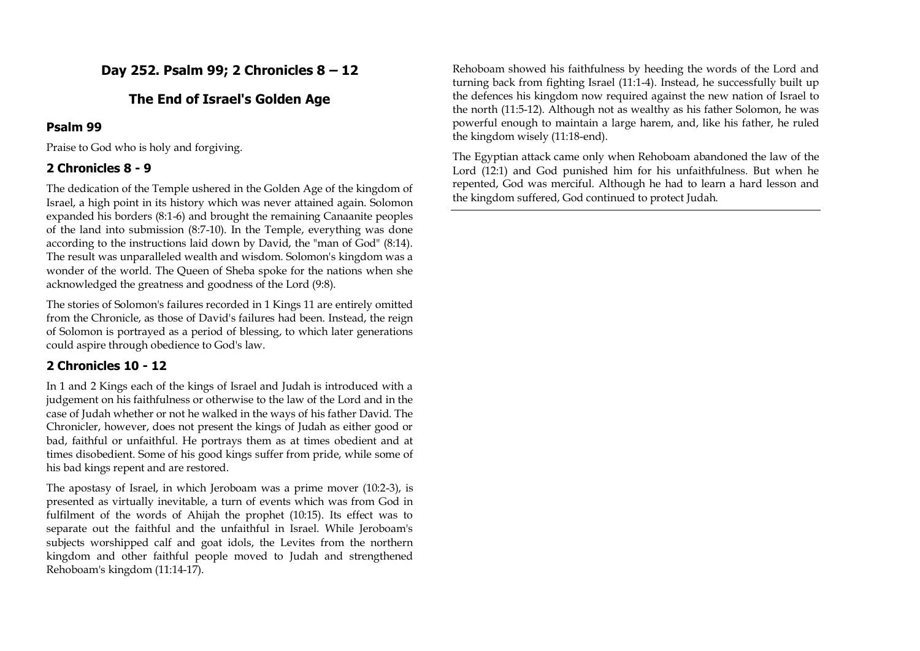## Day 252. Psalm 99; 2 Chronicles 8 – 12

## The End of Israel's Golden Age

### Psalm 99

Praise to God who is holy and forgiving.

### 2 Chronicles 8 - 9

The dedication of the Temple ushered in the Golden Age of the kingdom of Israel, a high point in its history which was never attained again. Solomon expanded his borders (8:1-6) and brought the remaining Canaanite peoples of the land into submission (8:7-10). In the Temple, everything was done according to the instructions laid down by David, the "man of God" (8:14). The result was unparalleled wealth and wisdom. Solomon's kingdom was a wonder of the world. The Queen of Sheba spoke for the nations when she acknowledged the greatness and goodness of the Lord (9:8).

The stories of Solomon's failures recorded in 1 Kings 11 are entirely omitted from the Chronicle, as those of David's failures had been. Instead, the reign of Solomon is portrayed as a period of blessing, to which later generations could aspire through obedience to God's law.

### 2 Chronicles 10 - 12

In 1 and 2 Kings each of the kings of Israel and Judah is introduced with a judgement on his faithfulness or otherwise to the law of the Lord and in the case of Judah whether or not he walked in the ways of his father David. The Chronicler, however, does not present the kings of Judah as either good or bad, faithful or unfaithful. He portrays them as at times obedient and at times disobedient. Some of his good kings suffer from pride, while some of his bad kings repent and are restored.

The apostasy of Israel, in which Jeroboam was a prime mover (10:2-3), is presented as virtually inevitable, a turn of events which was from God in fulfilment of the words of Ahijah the prophet (10:15). Its effect was to separate out the faithful and the unfaithful in Israel. While Jeroboam's subjects worshipped calf and goat idols, the Levites from the northern kingdom and other faithful people moved to Judah and strengthened Rehoboam's kingdom (11:14-17).

Rehoboam showed his faithfulness by heeding the words of the Lord and turning back from fighting Israel (11:1-4). Instead, he successfully built up the defences his kingdom now required against the new nation of Israel to the north (11:5-12). Although not as wealthy as his father Solomon, he was powerful enough to maintain a large harem, and, like his father, he ruled the kingdom wisely (11:18-end).

The Egyptian attack came only when Rehoboam abandoned the law of the Lord (12:1) and God punished him for his unfaithfulness. But when he repented, God was merciful. Although he had to learn a hard lesson and the kingdom suffered, God continued to protect Judah.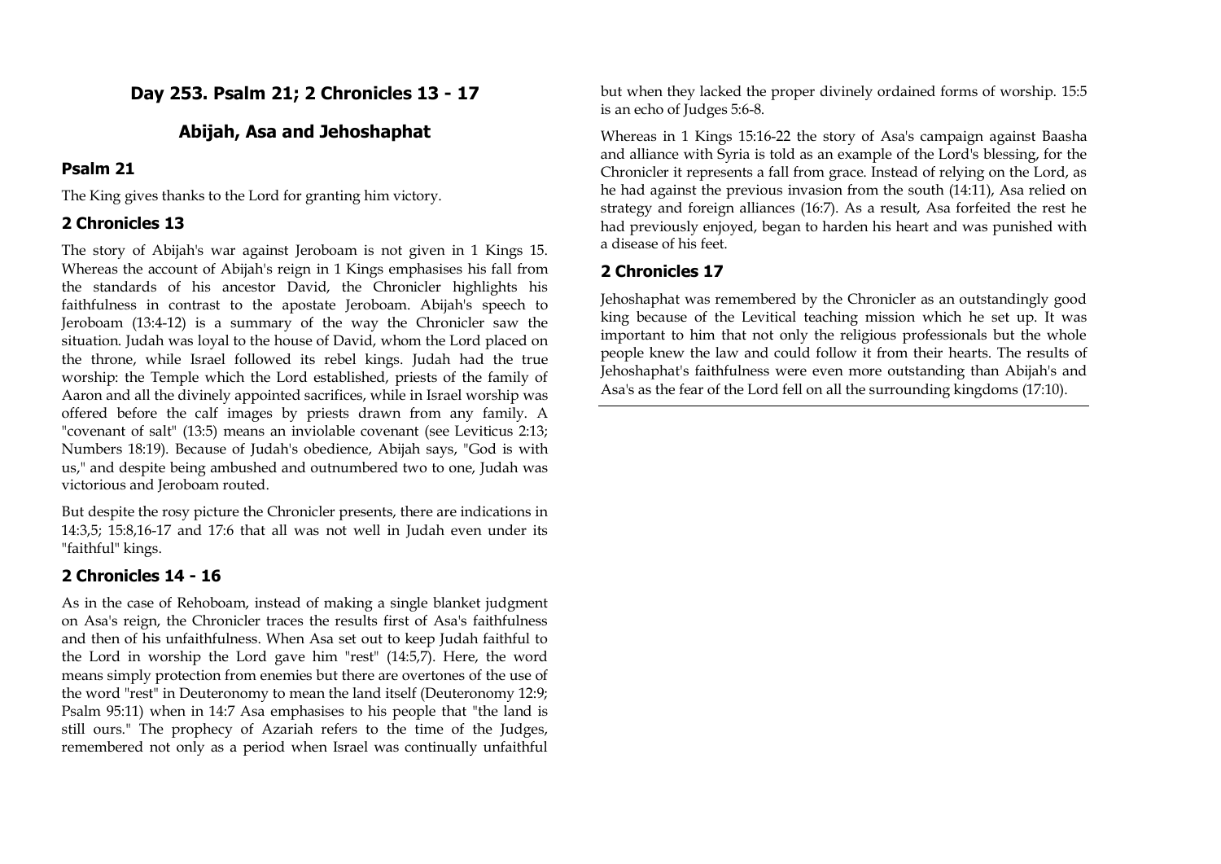## Day 253. Psalm 21; 2 Chronicles 13 - 17

## Abijah, Asa and Jehoshaphat

### Psalm 21

The King gives thanks to the Lord for granting him victory.

### 2 Chronicles 13

The story of Abijah's war against Jeroboam is not given in 1 Kings 15. Whereas the account of Abijah's reign in 1 Kings emphasises his fall from the standards of his ancestor David, the Chronicler highlights his faithfulness in contrast to the apostate Jeroboam. Abijah's speech to Jeroboam (13:4-12) is a summary of the way the Chronicler saw the situation. Judah was loyal to the house of David, whom the Lord placed on the throne, while Israel followed its rebel kings. Judah had the true worship: the Temple which the Lord established, priests of the family of Aaron and all the divinely appointed sacrifices, while in Israel worship was offered before the calf images by priests drawn from any family. A "covenant of salt" (13:5) means an inviolable covenant (see Leviticus 2:13; Numbers 18:19). Because of Judah's obedience, Abijah says, "God is with us," and despite being ambushed and outnumbered two to one, Judah was victorious and Jeroboam routed.

But despite the rosy picture the Chronicler presents, there are indications in 14:3,5; 15:8,16-17 and 17:6 that all was not well in Judah even under its "faithful" kings.

### 2 Chronicles 14 - 16

As in the case of Rehoboam, instead of making a single blanket judgment on Asa's reign, the Chronicler traces the results first of Asa's faithfulness and then of his unfaithfulness. When Asa set out to keep Judah faithful to the Lord in worship the Lord gave him "rest" (14:5,7). Here, the word means simply protection from enemies but there are overtones of the use of the word "rest" in Deuteronomy to mean the land itself (Deuteronomy 12:9; Psalm 95:11) when in 14:7 Asa emphasises to his people that "the land is still ours." The prophecy of Azariah refers to the time of the Judges, remembered not only as a period when Israel was continually unfaithful but when they lacked the proper divinely ordained forms of worship. 15:5 is an echo of Judges 5:6-8.

Whereas in 1 Kings 15:16-22 the story of Asa's campaign against Baasha and alliance with Syria is told as an example of the Lord's blessing, for the Chronicler it represents a fall from grace. Instead of relying on the Lord, as he had against the previous invasion from the south (14:11), Asa relied on strategy and foreign alliances (16:7). As a result, Asa forfeited the rest he had previously enjoyed, began to harden his heart and was punished with a disease of his feet.

### 2 Chronicles 17

Jehoshaphat was remembered by the Chronicler as an outstandingly good king because of the Levitical teaching mission which he set up. It was important to him that not only the religious professionals but the whole people knew the law and could follow it from their hearts. The results of Jehoshaphat's faithfulness were even more outstanding than Abijah's and Asa's as the fear of the Lord fell on all the surrounding kingdoms (17:10).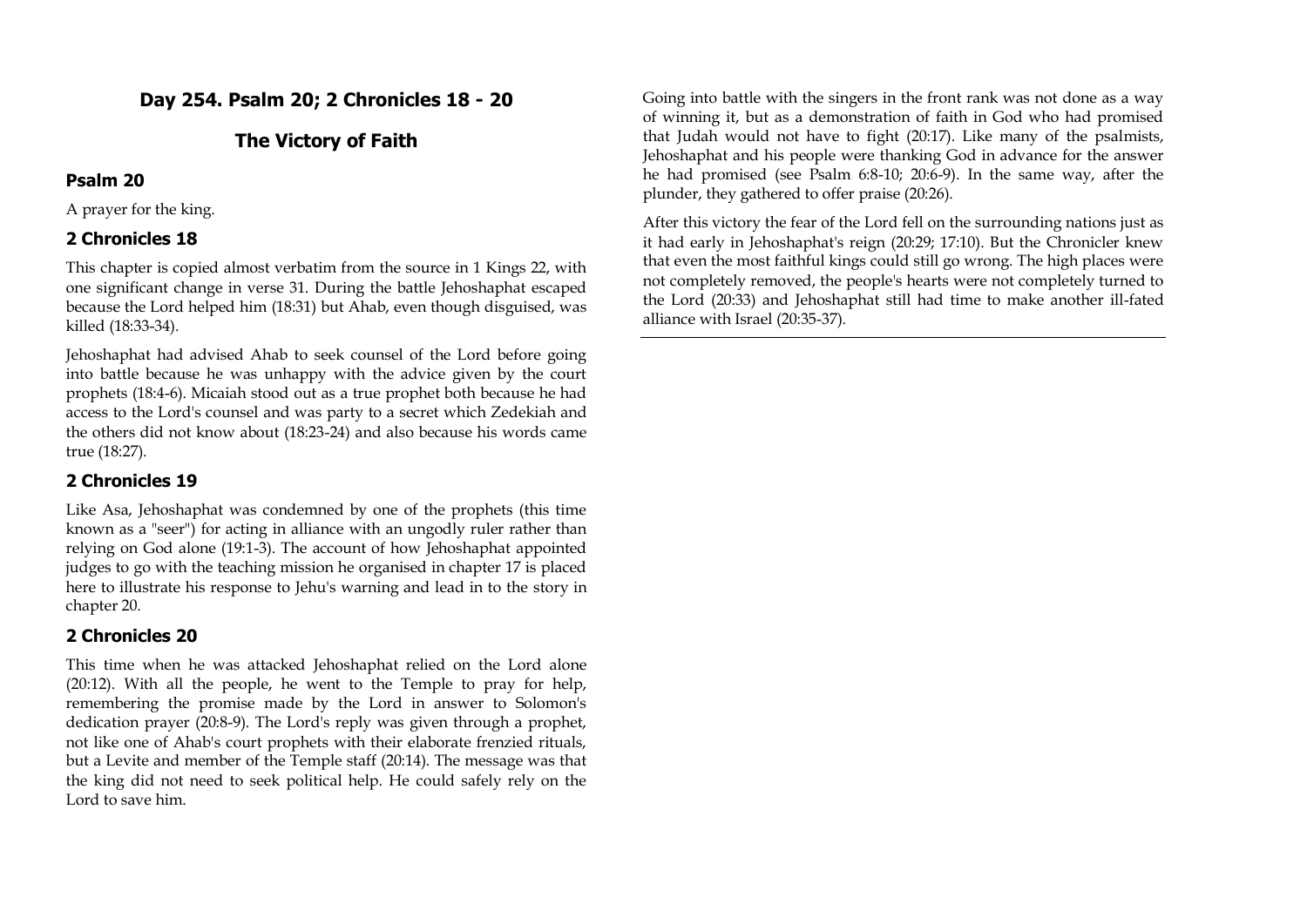## Day 254. Psalm 20; 2 Chronicles 18 - 20

## The Victory of Faith

### Psalm 20

A prayer for the king.

### 2 Chronicles 18

This chapter is copied almost verbatim from the source in 1 Kings 22, with one significant change in verse 31. During the battle Jehoshaphat escaped because the Lord helped him (18:31) but Ahab, even though disguised, was killed (18:33-34).

Jehoshaphat had advised Ahab to seek counsel of the Lord before going into battle because he was unhappy with the advice given by the court prophets (18:4-6). Micaiah stood out as a true prophet both because he had access to the Lord's counsel and was party to a secret which Zedekiah and the others did not know about (18:23-24) and also because his words came true (18:27).

### 2 Chronicles 19

Like Asa, Jehoshaphat was condemned by one of the prophets (this time known as a "seer") for acting in alliance with an ungodly ruler rather than relying on God alone (19:1-3). The account of how Jehoshaphat appointed judges to go with the teaching mission he organised in chapter 17 is placed here to illustrate his response to Jehu's warning and lead in to the story in chapter 20.

### 2 Chronicles 20

This time when he was attacked Jehoshaphat relied on the Lord alone (20:12). With all the people, he went to the Temple to pray for help, remembering the promise made by the Lord in answer to Solomon's dedication prayer (20:8-9). The Lord's reply was given through a prophet, not like one of Ahab's court prophets with their elaborate frenzied rituals, but a Levite and member of the Temple staff (20:14). The message was that the king did not need to seek political help. He could safely rely on the Lord to save him.

Going into battle with the singers in the front rank was not done as a way of winning it, but as a demonstration of faith in God who had promised that Judah would not have to fight (20:17). Like many of the psalmists, Jehoshaphat and his people were thanking God in advance for the answer he had promised (see Psalm 6:8-10; 20:6-9). In the same way, after the plunder, they gathered to offer praise (20:26).

After this victory the fear of the Lord fell on the surrounding nations just as it had early in Jehoshaphat's reign (20:29; 17:10). But the Chronicler knew that even the most faithful kings could still go wrong. The high places were not completely removed, the people's hearts were not completely turned to the Lord (20:33) and Jehoshaphat still had time to make another ill-fated alliance with Israel (20:35-37).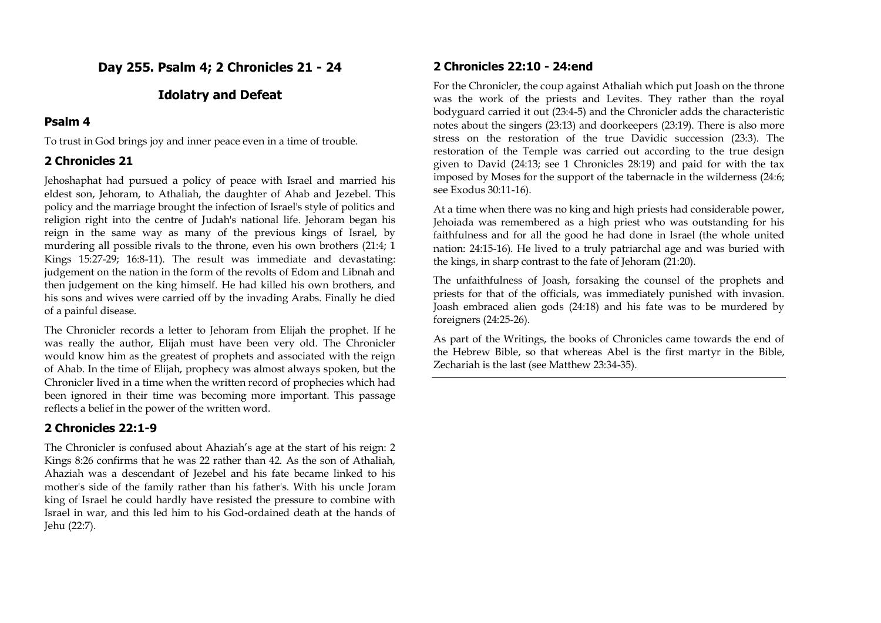# Day 255. Psalm 4; 2 Chronicles 21 - 24

## Idolatry and Defeat

### Psalm 4

To trust in God brings joy and inner peace even in a time of trouble.

### 2 Chronicles 21

Jehoshaphat had pursued a policy of peace with Israel and married his eldest son, Jehoram, to Athaliah, the daughter of Ahab and Jezebel. This policy and the marriage brought the infection of Israel's style of politics and religion right into the centre of Judah's national life. Jehoram began his reign in the same way as many of the previous kings of Israel, by murdering all possible rivals to the throne, even his own brothers (21:4; 1 Kings 15:27-29; 16:8-11). The result was immediate and devastating: judgement on the nation in the form of the revolts of Edom and Libnah and then judgement on the king himself. He had killed his own brothers, and his sons and wives were carried off by the invading Arabs. Finally he died of a painful disease.

The Chronicler records a letter to Jehoram from Elijah the prophet. If he was really the author, Elijah must have been very old. The Chronicler would know him as the greatest of prophets and associated with the reign of Ahab. In the time of Elijah, prophecy was almost always spoken, but the Chronicler lived in a time when the written record of prophecies which had been ignored in their time was becoming more important. This passage reflects a belief in the power of the written word.

### 2 Chronicles 22:1-9

The Chronicler is confused about Ahaziah's age at the start of his reign: 2 Kings 8:26 confirms that he was 22 rather than 42. As the son of Athaliah, Ahaziah was a descendant of Jezebel and his fate became linked to his mother's side of the family rather than his father's. With his uncle Joram king of Israel he could hardly have resisted the pressure to combine with Israel in war, and this led him to his God-ordained death at the hands of Jehu (22:7).

### 2 Chronicles 22:10 - 24:end

For the Chronicler, the coup against Athaliah which put Joash on the throne was the work of the priests and Levites. They rather than the royal bodyguard carried it out (23:4-5) and the Chronicler adds the characteristic notes about the singers (23:13) and doorkeepers (23:19). There is also more stress on the restoration of the true Davidic succession (23:3). The restoration of the Temple was carried out according to the true design given to David (24:13; see 1 Chronicles 28:19) and paid for with the tax imposed by Moses for the support of the tabernacle in the wilderness (24:6; see Exodus 30:11-16).

At a time when there was no king and high priests had considerable power, Jehoiada was remembered as a high priest who was outstanding for his faithfulness and for all the good he had done in Israel (the whole united nation: 24:15-16). He lived to a truly patriarchal age and was buried with the kings, in sharp contrast to the fate of Jehoram (21:20).

The unfaithfulness of Joash, forsaking the counsel of the prophets and priests for that of the officials, was immediately punished with invasion. Joash embraced alien gods (24:18) and his fate was to be murdered by foreigners (24:25-26).

As part of the Writings, the books of Chronicles came towards the end of the Hebrew Bible, so that whereas Abel is the first martyr in the Bible, Zechariah is the last (see Matthew 23:34-35).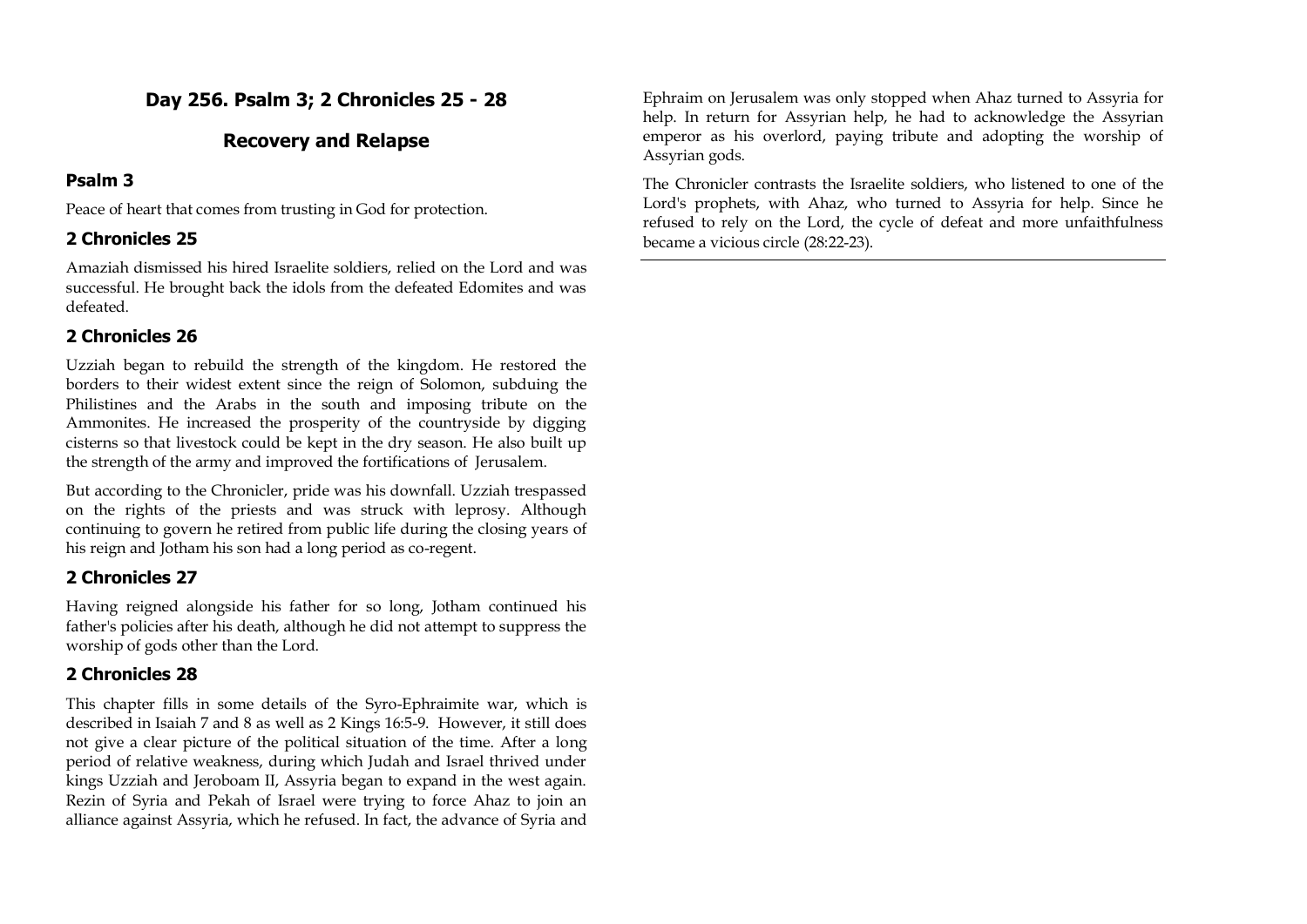# Day 256. Psalm 3; 2 Chronicles 25 - 28

## Recovery and Relapse

### Psalm 3

Peace of heart that comes from trusting in God for protection.

### 2 Chronicles 25

Amaziah dismissed his hired Israelite soldiers, relied on the Lord and was successful. He brought back the idols from the defeated Edomites and was defeated.

### 2 Chronicles 26

Uzziah began to rebuild the strength of the kingdom. He restored the borders to their widest extent since the reign of Solomon, subduing the Philistines and the Arabs in the south and imposing tribute on the Ammonites. He increased the prosperity of the countryside by digging cisterns so that livestock could be kept in the dry season. He also built up the strength of the army and improved the fortifications of Jerusalem.

But according to the Chronicler, pride was his downfall. Uzziah trespassed on the rights of the priests and was struck with leprosy. Although continuing to govern he retired from public life during the closing years of his reign and Jotham his son had a long period as co-regent.

### 2 Chronicles 27

Having reigned alongside his father for so long, Jotham continued his father's policies after his death, although he did not attempt to suppress the worship of gods other than the Lord.

### 2 Chronicles 28

This chapter fills in some details of the Syro-Ephraimite war, which is described in Isaiah 7 and 8 as well as 2 Kings 16:5-9. However, it still does not give a clear picture of the political situation of the time. After a long period of relative weakness, during which Judah and Israel thrived under kings Uzziah and Jeroboam II, Assyria began to expand in the west again. Rezin of Syria and Pekah of Israel were trying to force Ahaz to join an alliance against Assyria, which he refused. In fact, the advance of Syria and Ephraim on Jerusalem was only stopped when Ahaz turned to Assyria for help. In return for Assyrian help, he had to acknowledge the Assyrian emperor as his overlord, paying tribute and adopting the worship of Assyrian gods.

The Chronicler contrasts the Israelite soldiers, who listened to one of the Lord's prophets, with Ahaz, who turned to Assyria for help. Since he refused to rely on the Lord, the cycle of defeat and more unfaithfulness became a vicious circle (28:22-23).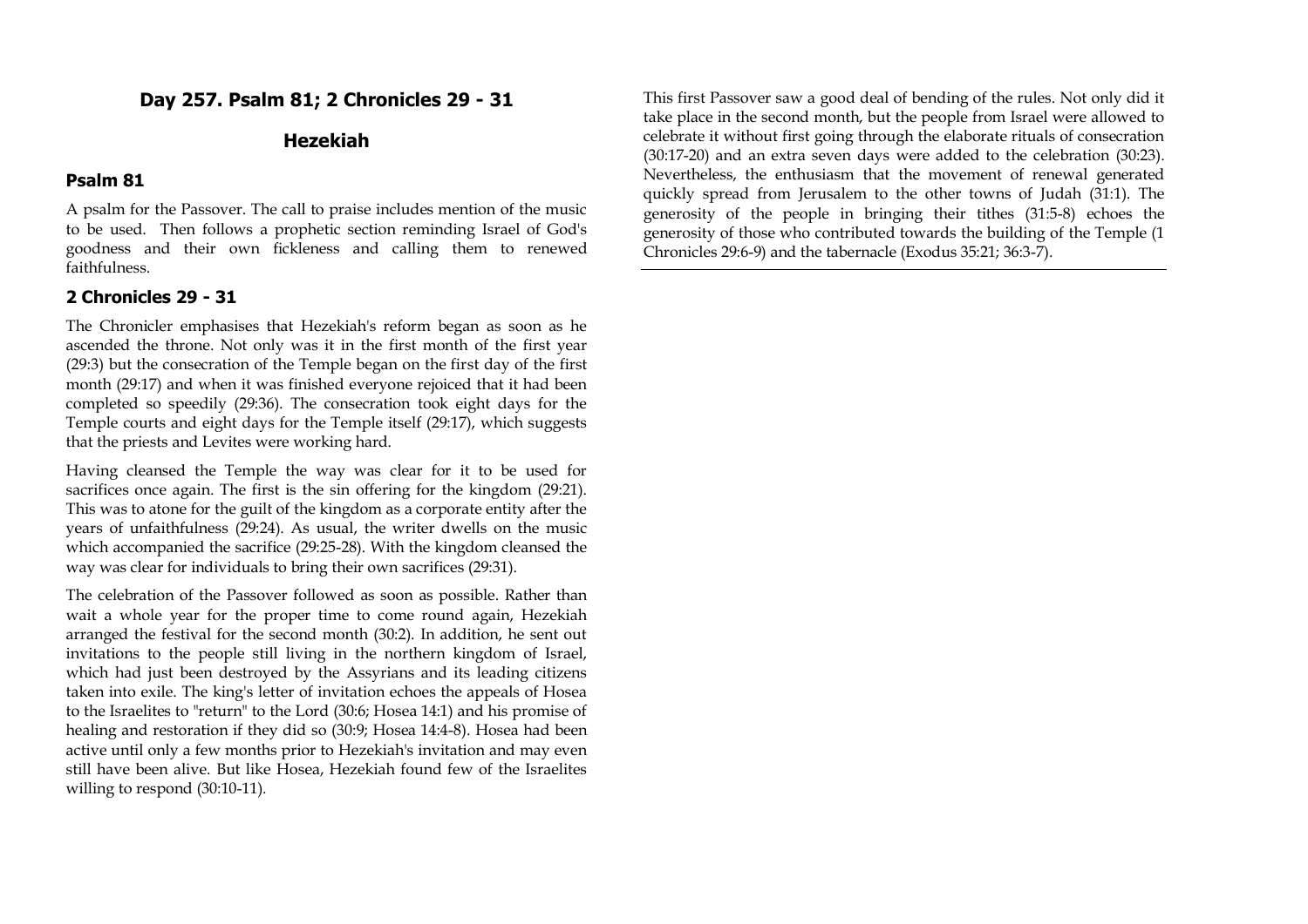## Day 257. Psalm 81; 2 Chronicles 29 - 31

## Hezekiah

### Psalm 81

A psalm for the Passover. The call to praise includes mention of the music to be used. Then follows a prophetic section reminding Israel of God's goodness and their own fickleness and calling them to renewed faithfulness.

### 2 Chronicles 29 - 31

The Chronicler emphasises that Hezekiah's reform began as soon as he ascended the throne. Not only was it in the first month of the first year (29:3) but the consecration of the Temple began on the first day of the first month (29:17) and when it was finished everyone rejoiced that it had been completed so speedily (29:36). The consecration took eight days for the Temple courts and eight days for the Temple itself (29:17), which suggests that the priests and Levites were working hard.

Having cleansed the Temple the way was clear for it to be used for sacrifices once again. The first is the sin offering for the kingdom (29:21). This was to atone for the guilt of the kingdom as a corporate entity after the years of unfaithfulness (29:24). As usual, the writer dwells on the music which accompanied the sacrifice (29:25-28). With the kingdom cleansed the way was clear for individuals to bring their own sacrifices (29:31).

The celebration of the Passover followed as soon as possible. Rather than wait a whole year for the proper time to come round again, Hezekiah arranged the festival for the second month (30:2). In addition, he sent out invitations to the people still living in the northern kingdom of Israel, which had just been destroyed by the Assyrians and its leading citizens taken into exile. The king's letter of invitation echoes the appeals of Hosea to the Israelites to "return" to the Lord (30:6; Hosea 14:1) and his promise of healing and restoration if they did so (30:9; Hosea 14:4-8). Hosea had been active until only a few months prior to Hezekiah's invitation and may even still have been alive. But like Hosea, Hezekiah found few of the Israelites willing to respond (30:10-11).

This first Passover saw a good deal of bending of the rules. Not only did it take place in the second month, but the people from Israel were allowed to celebrate it without first going through the elaborate rituals of consecration (30:17-20) and an extra seven days were added to the celebration (30:23). Nevertheless, the enthusiasm that the movement of renewal generated quickly spread from Jerusalem to the other towns of Judah (31:1). The generosity of the people in bringing their tithes (31:5-8) echoes the generosity of those who contributed towards the building of the Temple (1 Chronicles 29:6-9) and the tabernacle (Exodus 35:21; 36:3-7).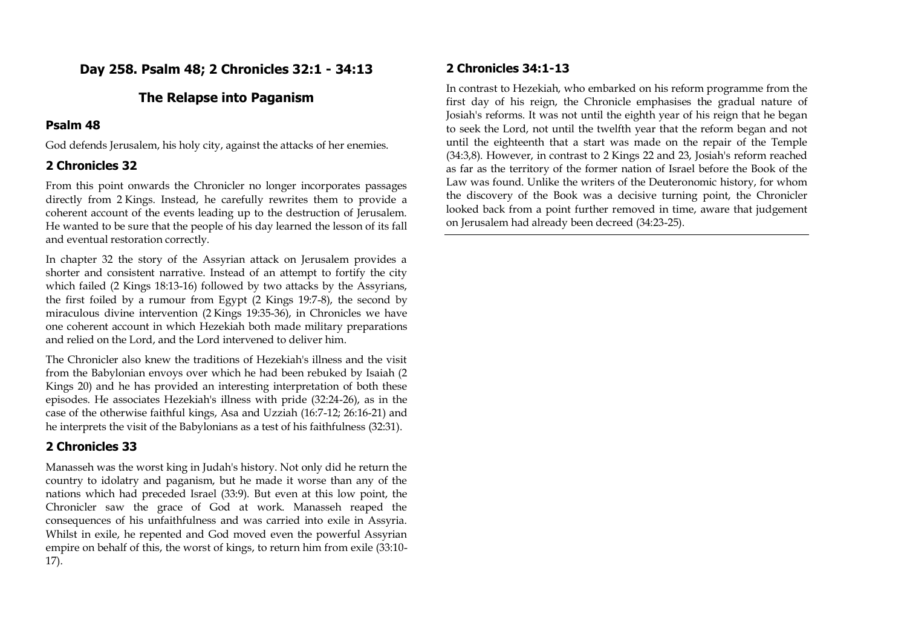# Day 258. Psalm 48; 2 Chronicles 32:1 - 34:13

## The Relapse into Paganism

### Psalm 48

God defends Jerusalem, his holy city, against the attacks of her enemies.

### 2 Chronicles 32

From this point onwards the Chronicler no longer incorporates passages directly from 2 Kings. Instead, he carefully rewrites them to provide a coherent account of the events leading up to the destruction of Jerusalem. He wanted to be sure that the people of his day learned the lesson of its fall and eventual restoration correctly.

In chapter 32 the story of the Assyrian attack on Jerusalem provides a shorter and consistent narrative. Instead of an attempt to fortify the city which failed (2 Kings 18:13-16) followed by two attacks by the Assyrians, the first foiled by a rumour from Egypt (2 Kings 19:7-8), the second by miraculous divine intervention (2 Kings 19:35-36), in Chronicles we have one coherent account in which Hezekiah both made military preparations and relied on the Lord, and the Lord intervened to deliver him.

The Chronicler also knew the traditions of Hezekiah's illness and the visit from the Babylonian envoys over which he had been rebuked by Isaiah (2 Kings 20) and he has provided an interesting interpretation of both these episodes. He associates Hezekiah's illness with pride (32:24-26), as in the case of the otherwise faithful kings, Asa and Uzziah (16:7-12; 26:16-21) and he interprets the visit of the Babylonians as a test of his faithfulness (32:31).

### 2 Chronicles 33

Manasseh was the worst king in Judah's history. Not only did he return the country to idolatry and paganism, but he made it worse than any of the nations which had preceded Israel (33:9). But even at this low point, the Chronicler saw the grace of God at work. Manasseh reaped the consequences of his unfaithfulness and was carried into exile in Assyria. Whilst in exile, he repented and God moved even the powerful Assyrian empire on behalf of this, the worst of kings, to return him from exile (33:10-17).

### 2 Chronicles 34:1-13

In contrast to Hezekiah, who embarked on his reform programme from the first day of his reign, the Chronicle emphasises the gradual nature of Josiah's reforms. It was not until the eighth year of his reign that he began to seek the Lord, not until the twelfth year that the reform began and not until the eighteenth that a start was made on the repair of the Temple (34:3,8). However, in contrast to 2 Kings 22 and 23, Josiah's reform reached as far as the territory of the former nation of Israel before the Book of the Law was found. Unlike the writers of the Deuteronomic history, for whom the discovery of the Book was a decisive turning point, the Chronicler looked back from a point further removed in time, aware that judgement on Jerusalem had already been decreed (34:23-25).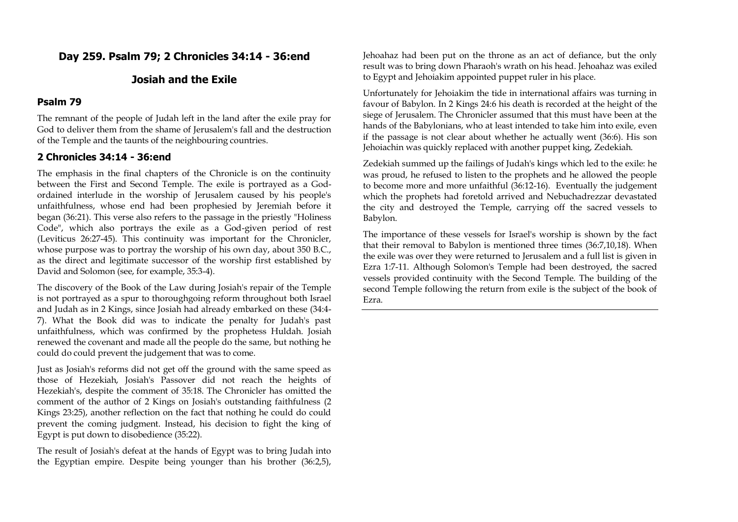## Day 259. Psalm 79; 2 Chronicles 34:14 - 36:end

## Josiah and the Exile

### Psalm 79

The remnant of the people of Judah left in the land after the exile pray for God to deliver them from the shame of Jerusalem's fall and the destruction of the Temple and the taunts of the neighbouring countries.

### 2 Chronicles 34:14 - 36:end

The emphasis in the final chapters of the Chronicle is on the continuity between the First and Second Temple. The exile is portrayed as a God-ordained interlude in the worship of Jerusalem caused by his people's unfaithfulness, whose end had been prophesied by Jeremiah before it began (36:21). This verse also refers to the passage in the priestly "Holiness Code", which also portrays the exile as a God-given period of rest (Leviticus 26:27-45). This continuity was important for the Chronicler, whose purpose was to portray the worship of his own day, about 350 B.C., as the direct and legitimate successor of the worship first established by David and Solomon (see, for example, 35:3-4).

The discovery of the Book of the Law during Josiah's repair of the Temple is not portrayed as a spur to thoroughgoing reform throughout both Israel and Judah as in 2 Kings, since Josiah had already embarked on these (34:4-7). What the Book did was to indicate the penalty for Judah's past unfaithfulness, which was confirmed by the prophetess Huldah. Josiah renewed the covenant and made all the people do the same, but nothing he could do could prevent the judgement that was to come.

Just as Josiah's reforms did not get off the ground with the same speed as those of Hezekiah, Josiah's Passover did not reach the heights of Hezekiah's, despite the comment of 35:18. The Chronicler has omitted the comment of the author of 2 Kings on Josiah's outstanding faithfulness (2 Kings 23:25), another reflection on the fact that nothing he could do could prevent the coming judgment. Instead, his decision to fight the king of Egypt is put down to disobedience (35:22).

The result of Josiah's defeat at the hands of Egypt was to bring Judah into the Egyptian empire. Despite being younger than his brother (36:2,5), Jehoahaz had been put on the throne as an act of defiance, but the only result was to bring down Pharaoh's wrath on his head. Jehoahaz was exiled to Egypt and Jehoiakim appointed puppet ruler in his place.

Unfortunately for Jehoiakim the tide in international affairs was turning in favour of Babylon. In 2 Kings 24:6 his death is recorded at the height of the siege of Jerusalem. The Chronicler assumed that this must have been at the hands of the Babylonians, who at least intended to take him into exile, even if the passage is not clear about whether he actually went (36:6). His son Jehoiachin was quickly replaced with another puppet king, Zedekiah.

Zedekiah summed up the failings of Judah's kings which led to the exile: he was proud, he refused to listen to the prophets and he allowed the people to become more and more unfaithful (36:12-16). Eventually the judgement which the prophets had foretold arrived and Nebuchadrezzar devastated the city and destroyed the Temple, carrying off the sacred vessels to Babylon.

The importance of these vessels for Israel's worship is shown by the fact that their removal to Babylon is mentioned three times (36:7,10,18). When the exile was over they were returned to Jerusalem and a full list is given in Ezra 1:7-11. Although Solomon's Temple had been destroyed, the sacred vessels provided continuity with the Second Temple. The building of the second Temple following the return from exile is the subject of the book of Ezra.